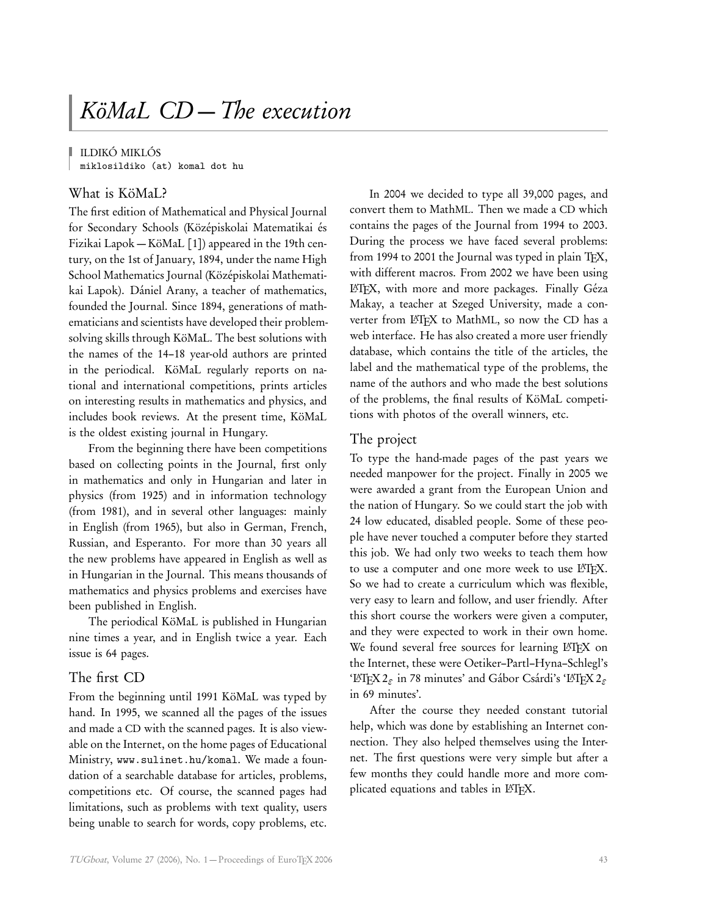# *KöMaL CD — The execution*

ILDIKÓ MIKLÓS
miklosildiko (at) komal dot hu

## What is KöMaL?

The first edition of Mathematical and Physical Journal for Secondary Schools (Középiskolai Matematikai és Fizikai Lapok — KöMaL [1]) appeared in the 19th century, on the 1st of January, 1894, under the name High School Mathematics Journal (Középiskolai Mathematikai Lapok). Dániel Arany, a teacher of mathematics, founded the Journal. Since 1894, generations of mathematicians and scientists have developed their problem-solving skills through KöMaL. The best solutions with the names of the 14–18 year-old authors are printed in the periodical. KöMaL regularly reports on national and international competitions, prints articles on interesting results in mathematics and physics, and includes book reviews. At the present time, KöMaL is the oldest existing journal in Hungary.

From the beginning there have been competitions based on collecting points in the Journal, first only in mathematics and only in Hungarian and later in physics (from 1925) and in information technology (from 1981), and in several other languages: mainly in English (from 1965), but also in German, French, Russian, and Esperanto. For more than 30 years all the new problems have appeared in English as well as in Hungarian in the Journal. This means thousands of mathematics and physics problems and exercises have been published in English.

The periodical KöMaL is published in Hungarian nine times a year, and in English twice a year. Each issue is 64 pages.

## The first CD

From the beginning until 1991 KöMaL was typed by hand. In 1995, we scanned all the pages of the issues and made a CD with the scanned pages. It is also viewable on the Internet, on the home pages of Educational Ministry, www.sulinet.hu/komal. We made a foundation of a searchable database for articles, problems, competitions etc. Of course, the scanned pages had limitations, such as problems with text quality, users being unable to search for words, copy problems, etc.

In 2004 we decided to type all 39,000 pages, and convert them to MathML. Then we made a CD which contains the pages of the Journal from 1994 to 2003. During the process we have faced several problems: from 1994 to 2001 the Journal was typed in plain TEX, with different macros. From 2002 we have been using LATEX, with more and more packages. Finally Géza Makay, a teacher at Szeged University, made a converter from LATEX to MathML, so now the CD has a web interface. He has also created a more user friendly database, which contains the title of the articles, the label and the mathematical type of the problems, the name of the authors and who made the best solutions of the problems, the final results of KöMaL competitions with photos of the overall winners, etc.

## The project

To type the hand-made pages of the past years we needed manpower for the project. Finally in 2005 we were awarded a grant from the European Union and the nation of Hungary. So we could start the job with 24 low educated, disabled people. Some of these people have never touched a computer before they started this job. We had only two weeks to teach them how to use a computer and one more week to use LATEX. So we had to create a curriculum which was flexible, very easy to learn and follow, and user friendly. After this short course the workers were given a computer, and they were expected to work in their own home. We found several free sources for learning LATEX on the Internet, these were Oetiker–Partl–Hyna–Schlegl's 'LATEX $2_\varepsilon$ in 78 minutes' and Gábor Csárdi's 'LATEX $2_\varepsilon$ in 69 minutes'.

After the course they needed constant tutorial help, which was done by establishing an Internet connection. They also helped themselves using the Internet. The first questions were very simple but after a few months they could handle more and more complicated equations and tables in LATEX.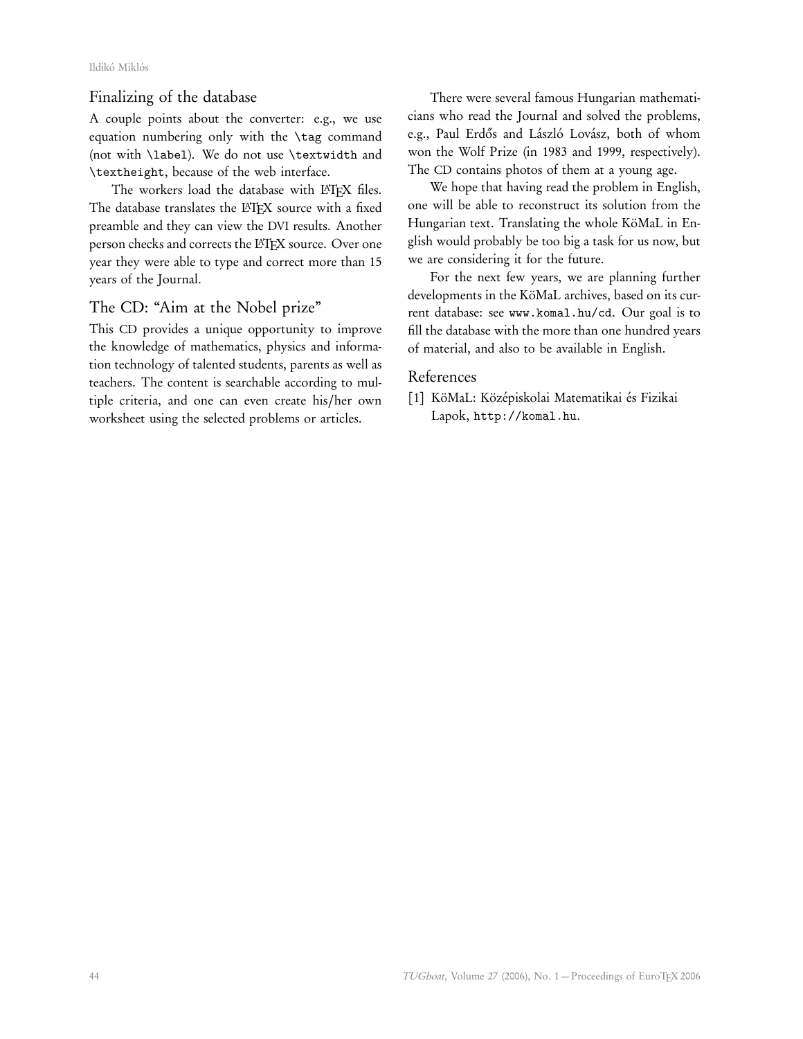## Finalizing of the database

A couple points about the converter: e.g., we use equation numbering only with the `\tag` command (not with `\label`). We do not use `\textwidth` and `\textheight`, because of the web interface.

The workers load the database with LaTeX files. The database translates the LaTeX source with a fixed preamble and they can view the DVI results. Another person checks and corrects the LaTeX source. Over one year they were able to type and correct more than 15 years of the Journal.

## The CD: "Aim at the Nobel prize"

This CD provides a unique opportunity to improve the knowledge of mathematics, physics and information technology of talented students, parents as well as teachers. The content is searchable according to multiple criteria, and one can even create his/her own worksheet using the selected problems or articles.

There were several famous Hungarian mathematicians who read the Journal and solved the problems, e.g., Paul Erdős and László Lovász, both of whom won the Wolf Prize (in 1983 and 1999, respectively). The CD contains photos of them at a young age.

We hope that having read the problem in English, one will be able to reconstruct its solution from the Hungarian text. Translating the whole KöMaL in English would probably be too big a task for us now, but we are considering it for the future.

For the next few years, we are planning further developments in the KöMaL archives, based on its current database: see `www.komal.hu/cd`. Our goal is to fill the database with the more than one hundred years of material, and also to be available in English.

## References

[1] KöMaL: Középiskolai Matematikai és Fizikai Lapok, `http://komal.hu`.